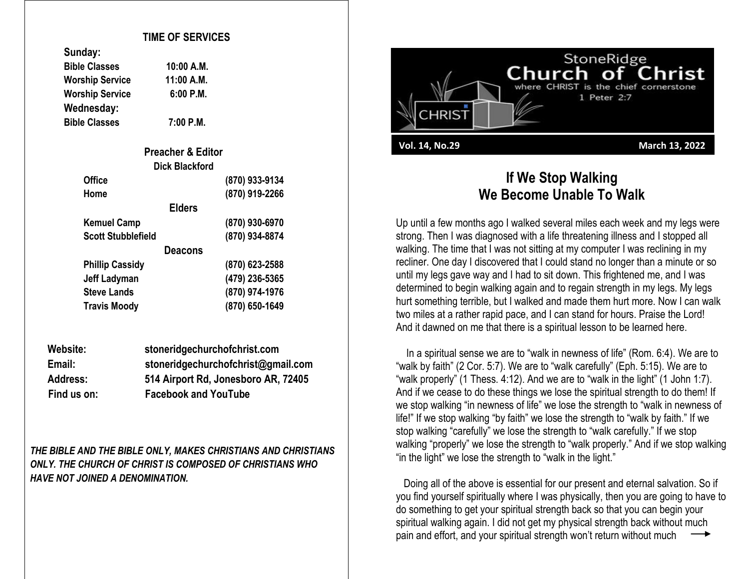## TIME OF SERVICES

**Sunday:**

| | |
|---|---|
| **Bible Classes** | **10:00 A.M.** |
| **Worship Service** | **11:00 A.M.** |
| **Worship Service** | **6:00 P.M.** |

**Wednesday:**

| | |
|---|---|
| **Bible Classes** | **7:00 P.M.** |

### Preacher & Editor

**Dick Blackford**

| | |
|---|---|
| **Office** | **(870) 933-9134** |
| **Home** | **(870) 919-2266** |

### Elders

| | |
|---|---|
| **Kemuel Camp** | **(870) 930-6970** |
| **Scott Stubblefield** | **(870) 934-8874** |

### Deacons

| | |
|---|---|
| **Phillip Cassidy** | **(870) 623-2588** |
| **Jeff Ladyman** | **(479) 236-5365** |
| **Steve Lands** | **(870) 974-1976** |
| **Travis Moody** | **(870) 650-1649** |

| | |
|---|---|
| **Website:** | **stoneridgechurchofchrist.com** |
| **Email:** | **stoneridgechurchofchrist@gmail.com** |
| **Address:** | **514 Airport Rd, Jonesboro AR, 72405** |
| **Find us on:** | **Facebook and YouTube** |

***THE BIBLE AND THE BIBLE ONLY, MAKES CHRISTIANS AND CHRISTIANS ONLY. THE CHURCH OF CHRIST IS COMPOSED OF CHRISTIANS WHO HAVE NOT JOINED A DENOMINATION.***

# StoneRidge Church of Christ

where CHRIST is the chief cornerstone
1 Peter 2:7

**Vol. 14, No.29** **March 13, 2022**

## If We Stop Walking We Become Unable To Walk

Up until a few months ago I walked several miles each week and my legs were strong. Then I was diagnosed with a life threatening illness and I stopped all walking. The time that I was not sitting at my computer I was reclining in my recliner. One day I discovered that I could stand no longer than a minute or so until my legs gave way and I had to sit down. This frightened me, and I was determined to begin walking again and to regain strength in my legs. My legs hurt something terrible, but I walked and made them hurt more. Now I can walk two miles at a rather rapid pace, and I can stand for hours. Praise the Lord! And it dawned on me that there is a spiritual lesson to be learned here.

In a spiritual sense we are to "walk in newness of life" (Rom. 6:4). We are to "walk by faith" (2 Cor. 5:7). We are to "walk carefully" (Eph. 5:15). We are to "walk properly" (1 Thess. 4:12). And we are to "walk in the light" (1 John 1:7). And if we cease to do these things we lose the spiritual strength to do them! If we stop walking "in newness of life" we lose the strength to "walk in newness of life!" If we stop walking "by faith" we lose the strength to "walk by faith." If we stop walking "carefully" we lose the strength to "walk carefully." If we stop walking "properly" we lose the strength to "walk properly." And if we stop walking "in the light" we lose the strength to "walk in the light."

Doing all of the above is essential for our present and eternal salvation. So if you find yourself spiritually where I was physically, then you are going to have to do something to get your spiritual strength back so that you can begin your spiritual walking again. I did not get my physical strength back without much pain and effort, and your spiritual strength won't return without much →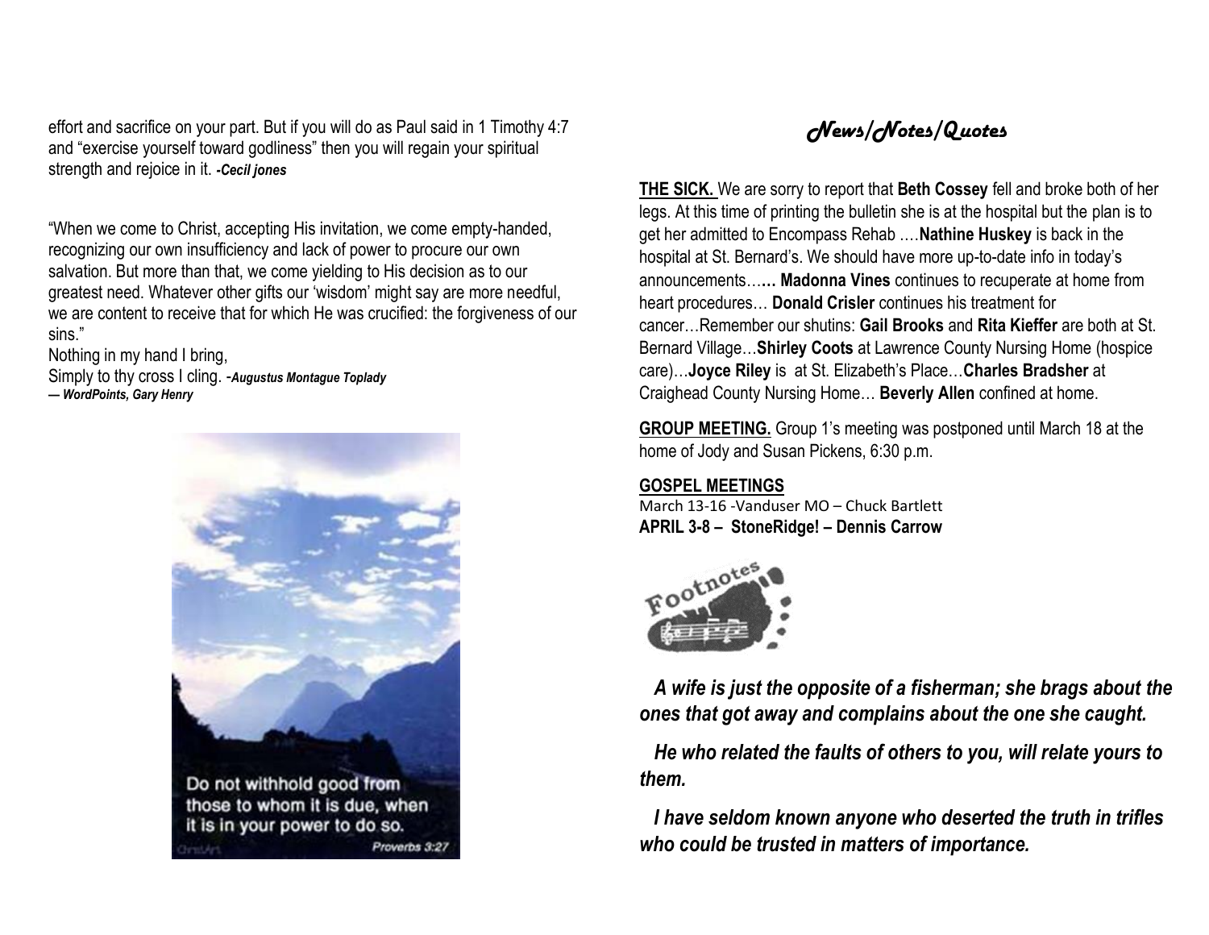effort and sacrifice on your part. But if you will do as Paul said in 1 Timothy 4:7 and "exercise yourself toward godliness" then you will regain your spiritual strength and rejoice in it. ***-Cecil jones***

"When we come to Christ, accepting His invitation, we come empty-handed, recognizing our own insufficiency and lack of power to procure our own salvation. But more than that, we come yielding to His decision as to our greatest need. Whatever other gifts our 'wisdom' might say are more needful, we are content to receive that for which He was crucified: the forgiveness of our sins."

Nothing in my hand I bring,
Simply to thy cross I cling. -***Augustus Montague Toplady***
***— WordPoints, Gary Henry***

Do not withhold good from those to whom it is due, when it is in your power to do so.
*Proverbs 3:27*

# *News/Notes/Quotes*

**THE SICK.** We are sorry to report that **Beth Cossey** fell and broke both of her legs. At this time of printing the bulletin she is at the hospital but the plan is to get her admitted to Encompass Rehab ….**Nathine Huskey** is back in the hospital at St. Bernard's. We should have more up-to-date info in today's announcements…**… Madonna Vines** continues to recuperate at home from heart procedures… **Donald Crisler** continues his treatment for cancer…Remember our shutins: **Gail Brooks** and **Rita Kieffer** are both at St. Bernard Village…**Shirley Coots** at Lawrence County Nursing Home (hospice care)…**Joyce Riley** is at St. Elizabeth's Place…**Charles Bradsher** at Craighead County Nursing Home… **Beverly Allen** confined at home.

**GROUP MEETING.** Group 1's meeting was postponed until March 18 at the home of Jody and Susan Pickens, 6:30 p.m.

**GOSPEL MEETINGS**
March 13-16 -Vanduser MO – Chuck Bartlett
**APRIL 3-8 – StoneRidge! – Dennis Carrow**

Footnotes

***A wife is just the opposite of a fisherman; she brags about the ones that got away and complains about the one she caught.***

***He who related the faults of others to you, will relate yours to them.***

***I have seldom known anyone who deserted the truth in trifles who could be trusted in matters of importance.***